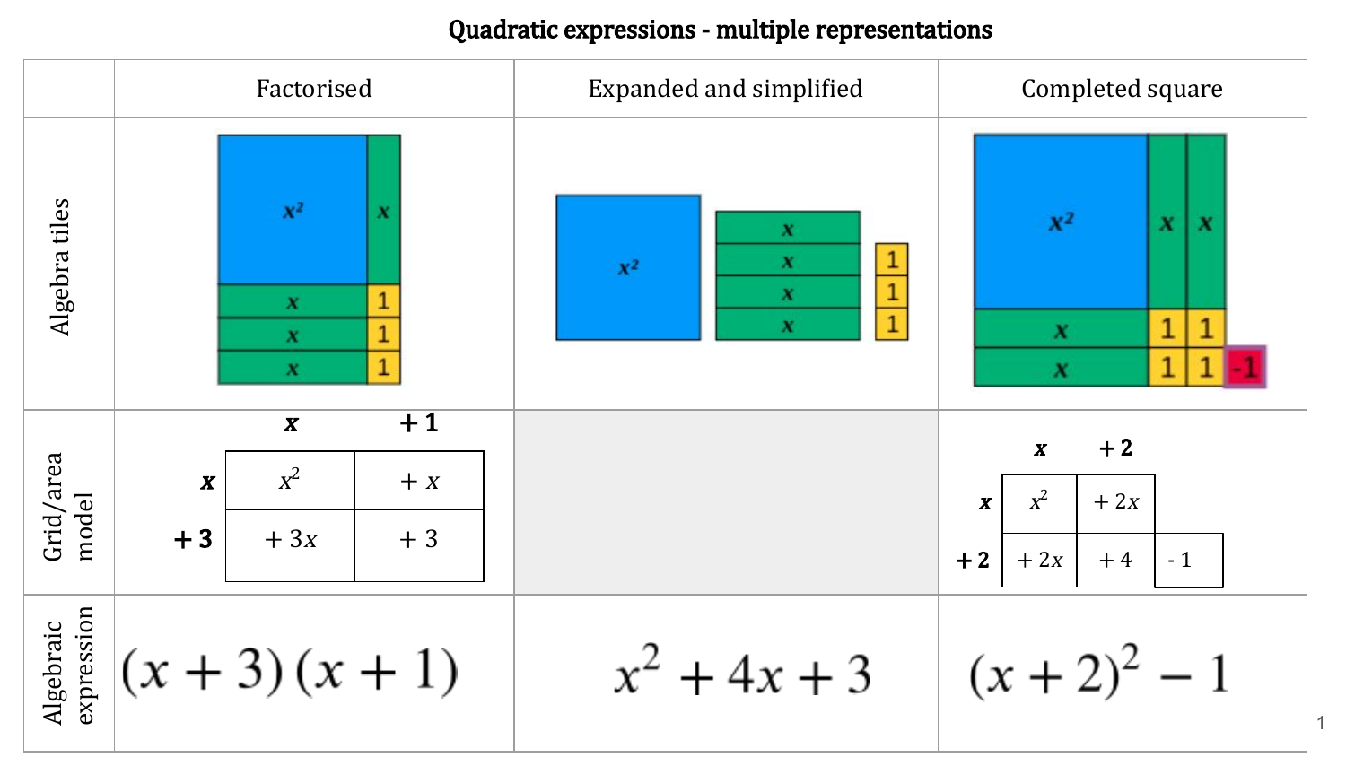# Quadratic expressions - multiple representations

| | Factorised | Expanded and simplified | Completed square |
|---|---|---|---|
| Algebra tiles | $x^2$, $x$, $x$, $x$, $x$, 1, 1, 1 | $x^2$, $x$, $x$, $x$, $x$, 1, 1, 1 | $x^2$, $x$, $x$, $x$, $x$, 1, 1, 1, 1, -1 |
| Grid/area model | See grid below | | See grid below |
| Algebraic expression | $(x+3)(x+1)$ | $x^2+4x+3$ | $(x+2)^2-1$ |

**Factorised grid/area model:**

| | $x$ | $+1$ |
|---|---|---|
| $x$ | $x^2$ | $+x$ |
| $+3$ | $+3x$ | $+3$ |

**Completed square grid/area model:**

| | $x$ | $+2$ | |
|---|---|---|---|
| $x$ | $x^2$ | $+2x$ | |
| $+2$ | $+2x$ | $+4$ | $-1$ |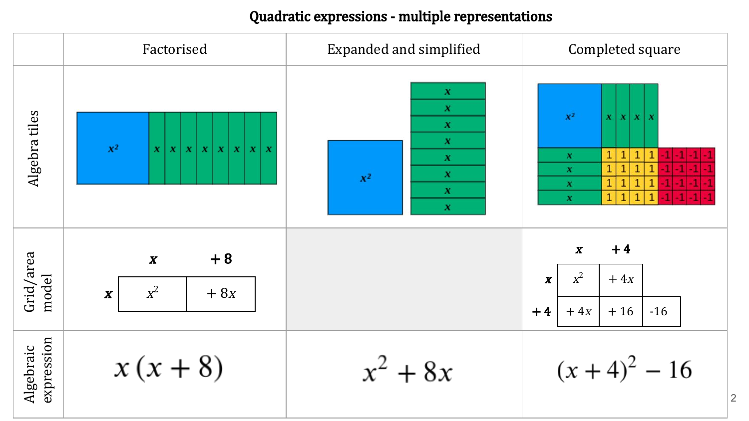# Quadratic expressions - multiple representations

| | Factorised | Expanded and simplified | Completed square |
|---|---|---|---|
| Algebra tiles | $x^2$ $x$ $x$ $x$ $x$ $x$ $x$ $x$ $x$ | $x^2$ $x$ $x$ $x$ $x$ $x$ $x$ $x$ $x$ | $x^2$ $x$ $x$ $x$ $x$ / $x$ 1 1 1 1 -1 -1 -1 -1 / $x$ 1 1 1 1 -1 -1 -1 -1 / $x$ 1 1 1 1 -1 -1 -1 -1 / $x$ 1 1 1 1 -1 -1 -1 -1 |
| Grid/area model | Columns: $x$, $+8$; Row $x$: $x^2$, $+8x$ | | Columns: $x$, $+4$; Row $x$: $x^2$, $+4x$; Row $+4$: $+4x$, $+16$, $-16$ |
| Algebraic expression | $x(x+8)$ | $x^2+8x$ | $(x+4)^2-16$ |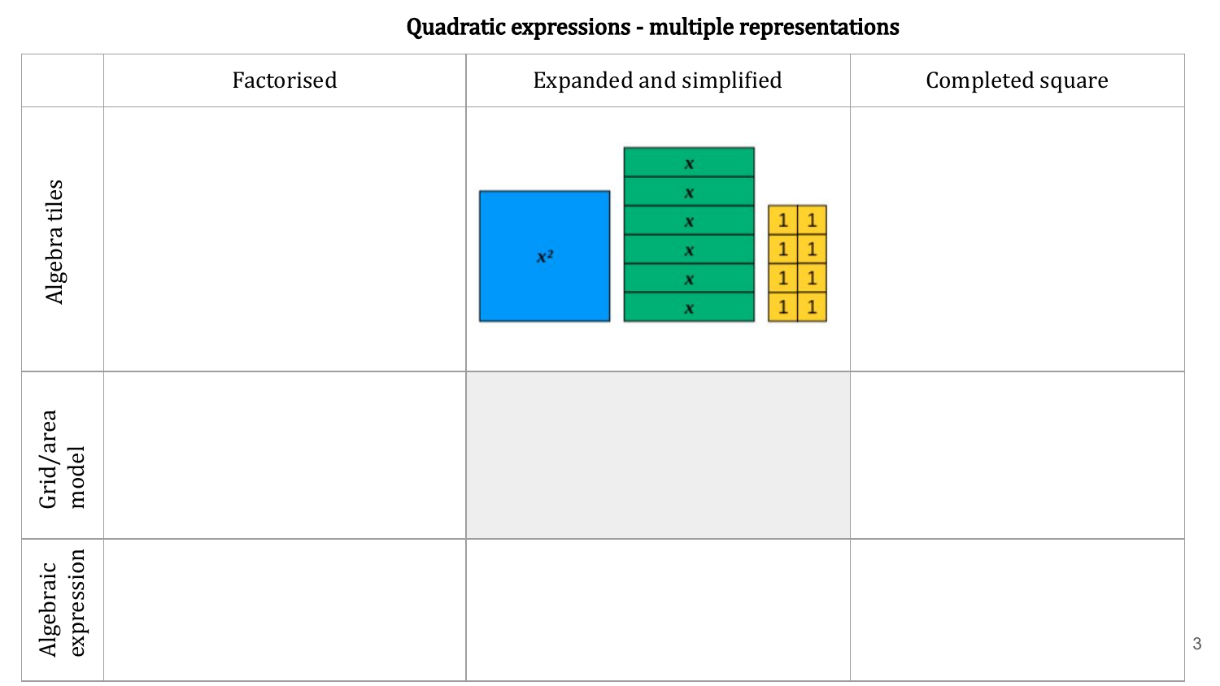# Quadratic expressions - multiple representations

| | Factorised | Expanded and simplified | Completed square |
| --- | --- | --- | --- |
| Algebra tiles | | $x^2$ &nbsp; $x$ $x$ $x$ $x$ $x$ $x$ &nbsp; 1 1 1 1 1 1 1 1 | |
| Grid/area model | | | |
| Algebraic expression | | | |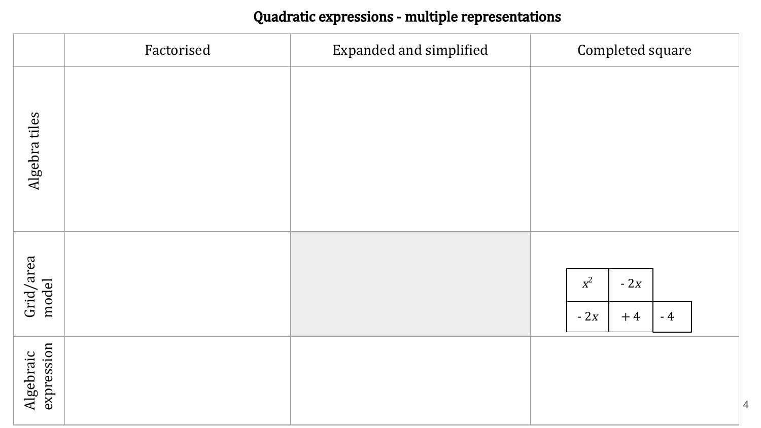# Quadratic expressions - multiple representations

| | Factorised | Expanded and simplified | Completed square |
|---|---|---|---|
| Algebra tiles | | | |
| Grid/area model | | | <table><tr><td>$x^2$</td><td>$- 2x$</td><td></td></tr><tr><td>$- 2x$</td><td>$+ 4$</td><td>$- 4$</td></tr></table> |
| Algebraic expression | | | |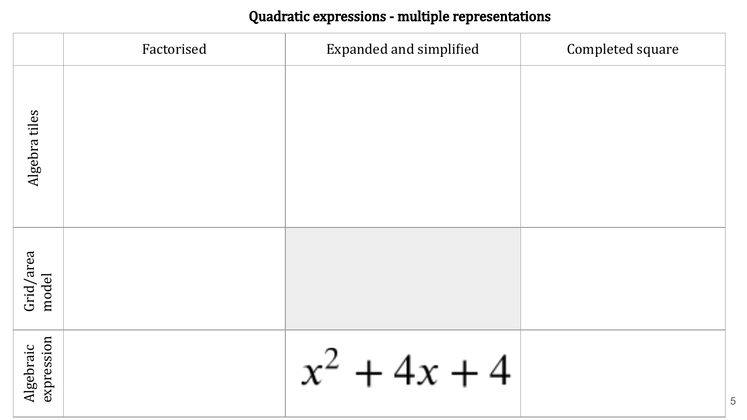# Quadratic expressions - multiple representations

| | Factorised | Expanded and simplified | Completed square |
|---|---|---|---|
| Algebra tiles | | | |
| Grid/area model | | | |
| Algebraic expression | | $x^2 + 4x + 4$ | |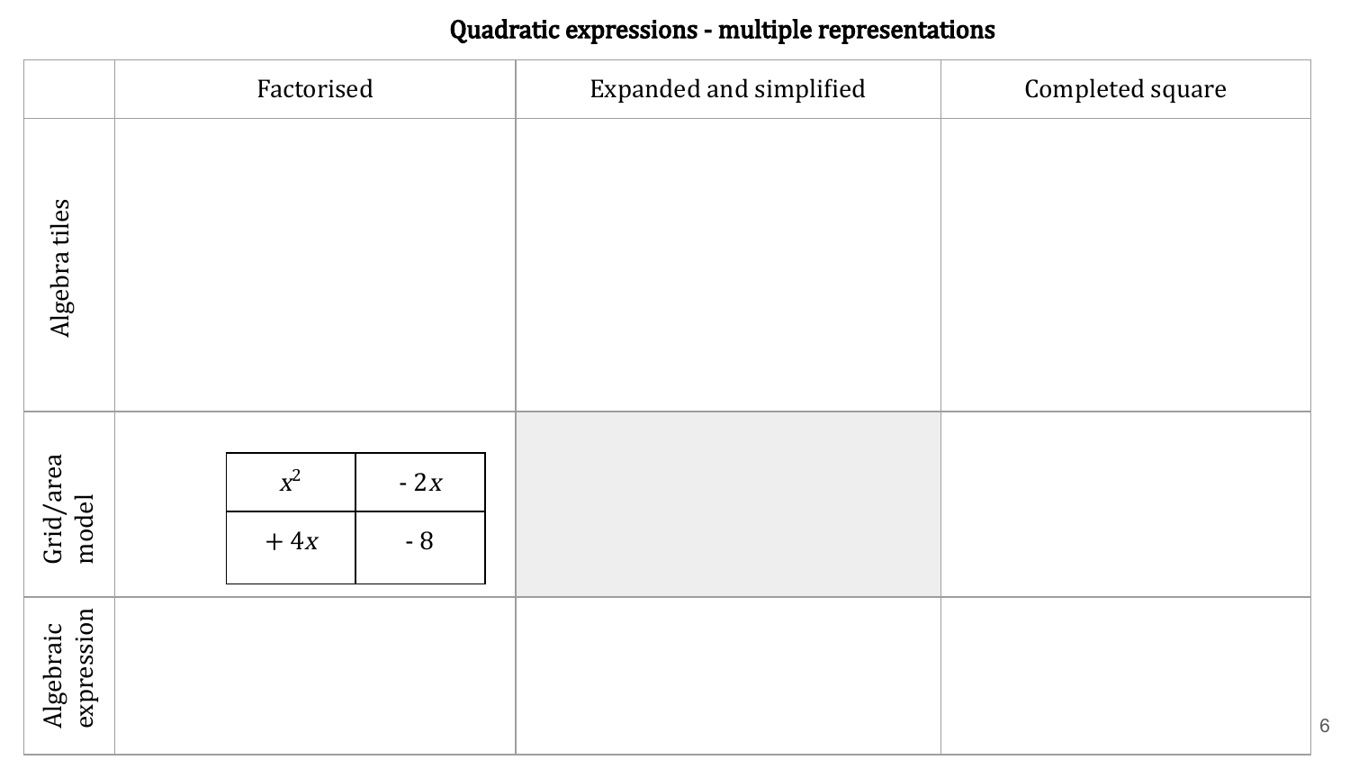# Quadratic expressions - multiple representations

| | Factorised | Expanded and simplified | Completed square |
|---|---|---|---|
| Algebra tiles | | | |
| Grid/area model | <table><tr><td>$x^2$</td><td>$-2x$</td></tr><tr><td>$+4x$</td><td>$-8$</td></tr></table> | | |
| Algebraic expression | | | |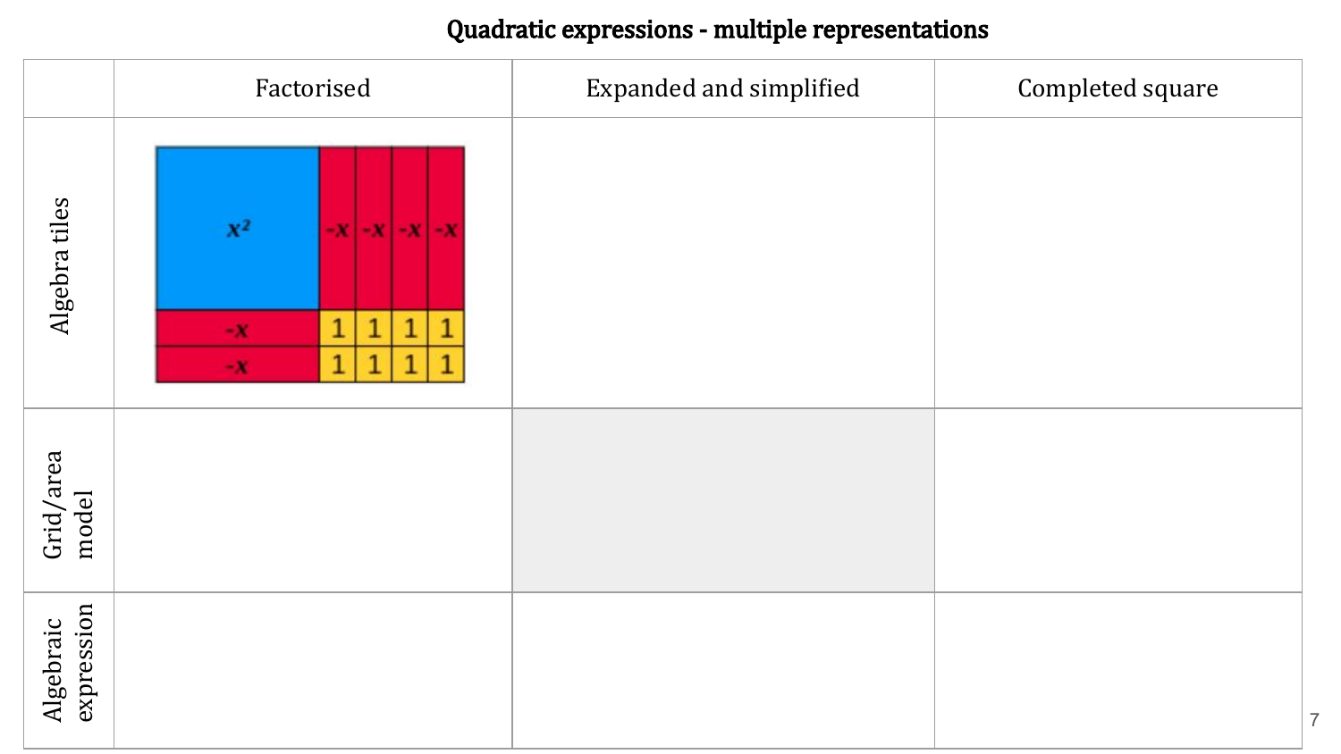# Quadratic expressions - multiple representations

| | Factorised | Expanded and simplified | Completed square |
|---|---|---|---|
| Algebra tiles | $x^2$, $-x$, $-x$, $-x$, $-x$, $-x$, $-x$, 1, 1, 1, 1, 1, 1, 1, 1 | | |
| Grid/area model | | | |
| Algebraic expression | | | |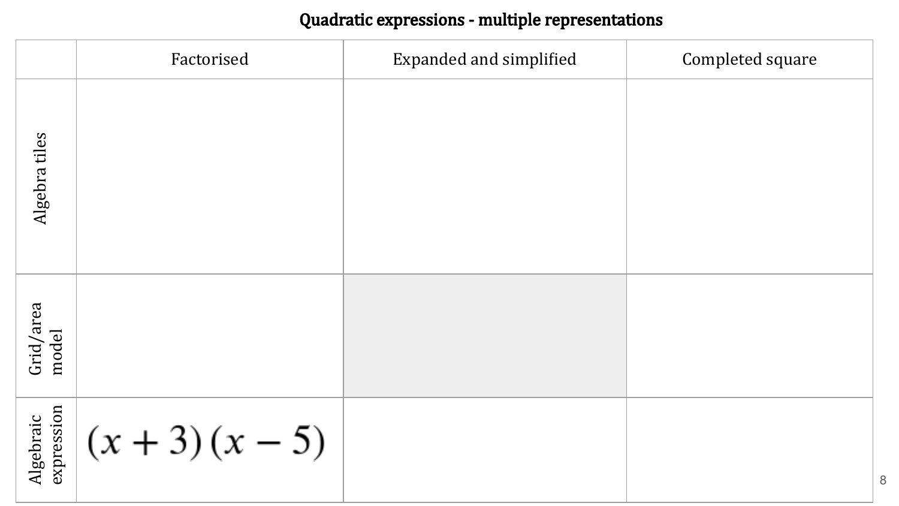## Quadratic expressions - multiple representations

| | Factorised | Expanded and simplified | Completed square |
|---|---|---|---|
| Algebra tiles | | | |
| Grid/area model | | | |
| Algebraic expression | $(x+3)(x-5)$ | | |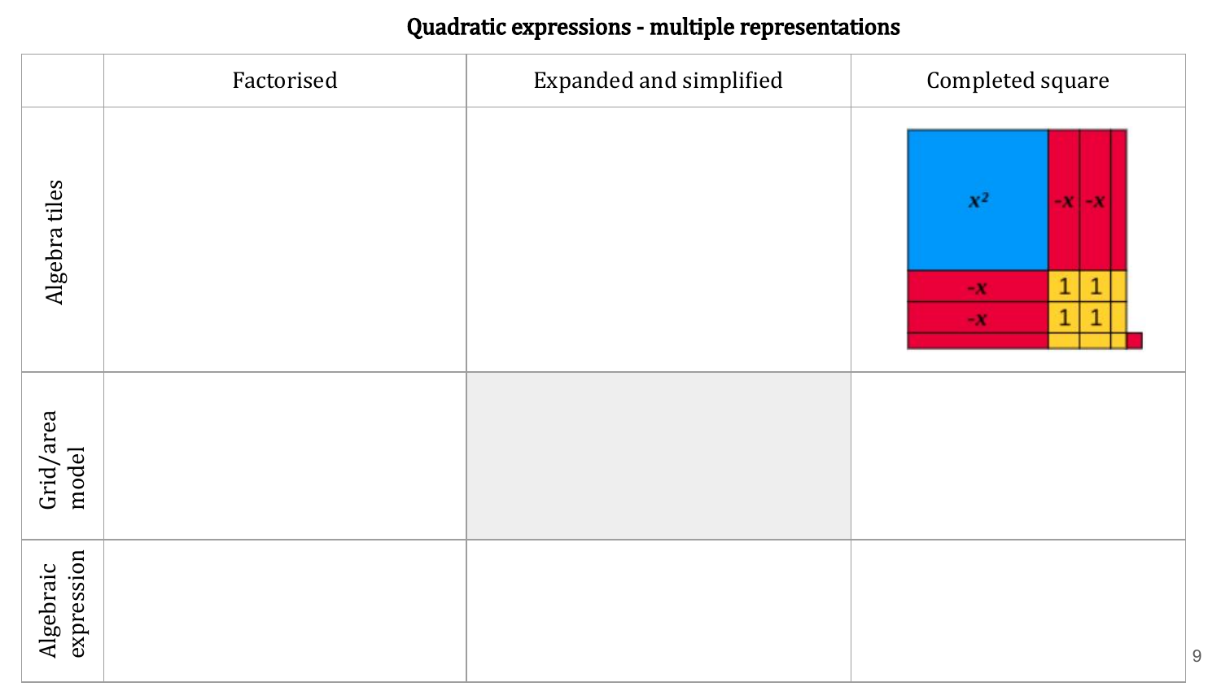# Quadratic expressions - multiple representations

| | Factorised | Expanded and simplified | Completed square |
|---|---|---|---|
| Algebra tiles | | | $x^2$ -x -x -x -x 1 1 1 1 |
| Grid/area model | | | |
| Algebraic expression | | | |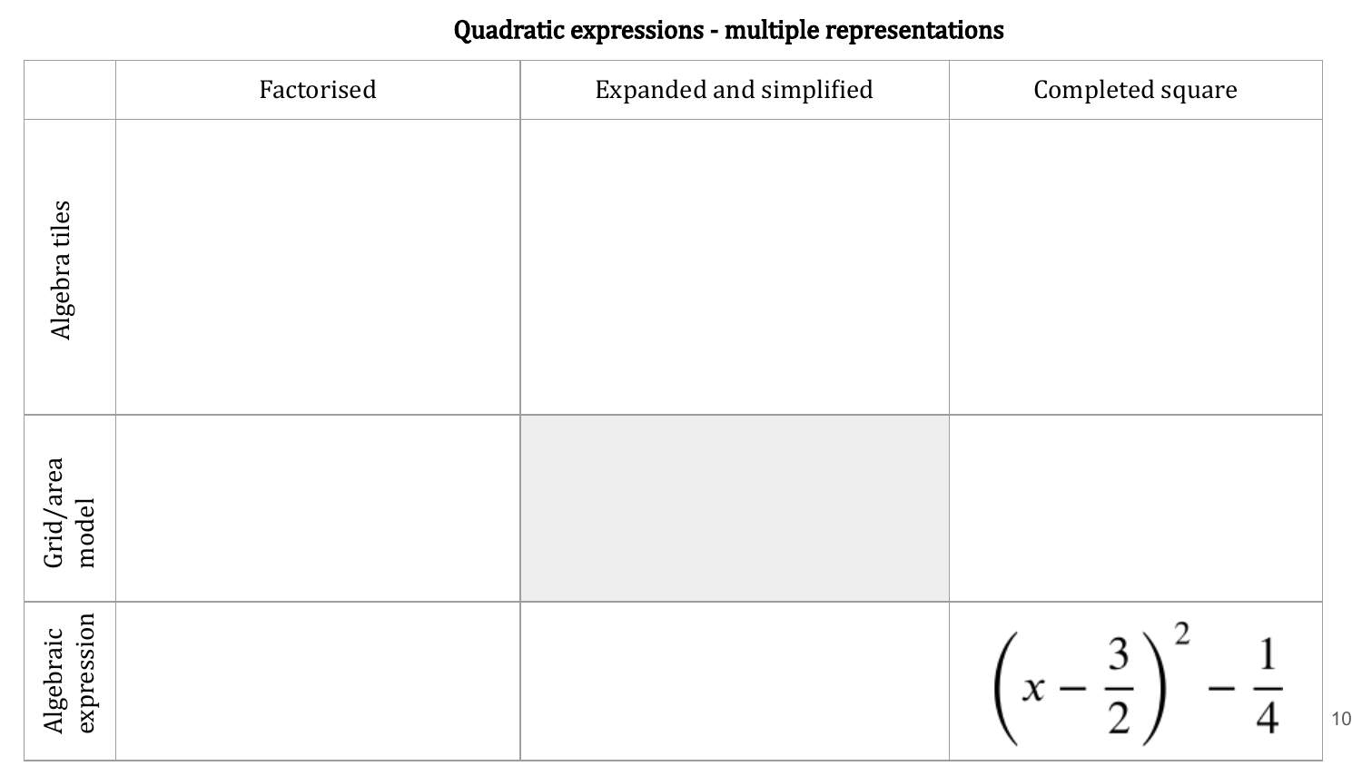# Quadratic expressions - multiple representations

| | Factorised | Expanded and simplified | Completed square |
|---|---|---|---|
| Algebra tiles | | | |
| Grid/area model | | | |
| Algebraic expression | | | $\left(x - \frac{3}{2}\right)^2 - \frac{1}{4}$ |